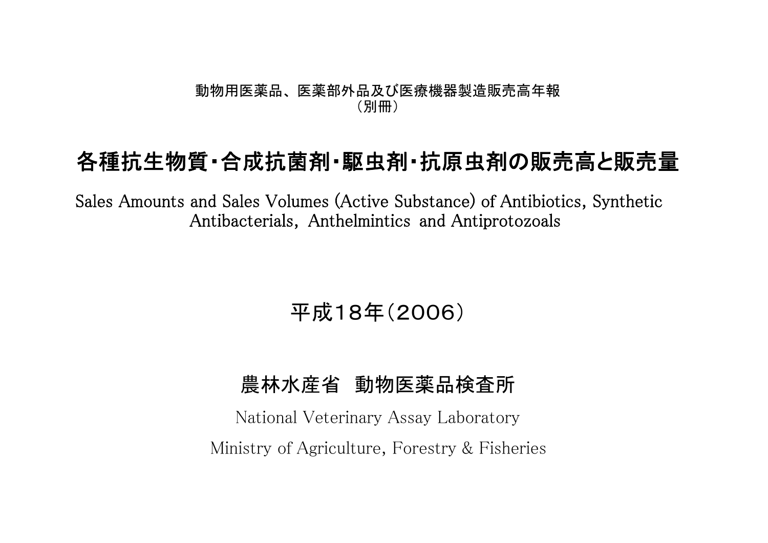動物用医薬品、医薬部外品及び医療機器製造販売高年報
（別冊）

# 各種抗生物質・合成抗菌剤・駆虫剤・抗原虫剤の販売高と販売量

Sales Amounts and Sales Volumes (Active Substance) of Antibiotics, Synthetic Antibacterials, Anthelmintics and Antiprotozoals

## 平成１８年（２００６）

## 農林水産省　動物医薬品検査所

National Veterinary Assay Laboratory

Ministry of Agriculture, Forestry & Fisheries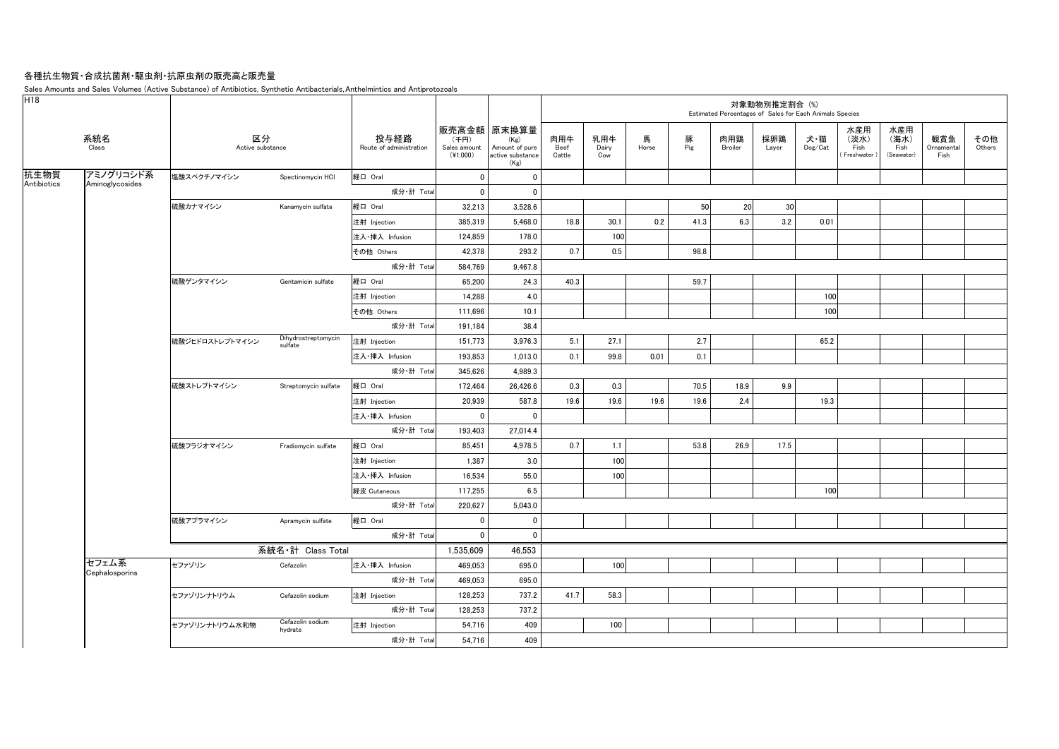# 各種抗生物質・合成抗菌剤・駆虫剤・抗原虫剤の販売高と販売量

Sales Amounts and Sales Volumes (Active Substance) of Antibiotics, Synthetic Antibacterials, Anthelmintics and Antiprotozoals

H18

| 系統名 Class | | 区分 Active substance | | 投与経路 Route of administration | 販売高金額 (千円) Sales amount (¥1,000) | 原末換算量 (Kg) Amount of pure active substance (Kg) | 対象動物別推定割合 (%) Estimated Percentages of Sales for Each Animals Species | | | | | | | | | | |
|---|---|---|---|---|---|---|---|---|---|---|---|---|---|---|---|---|---|
| | | | | | | | 肉用牛 Beef Cattle | 乳用牛 Dairy Cow | 馬 Horse | 豚 Pig | 肉用鶏 Broiler | 採卵鶏 Layer | 犬・猫 Dog/Cat | 水産用（淡水） Fish (Freshwater) | 水産用（海水） Fish (Seawater) | 観賞魚 Ornamental Fish | その他 Others |
| 抗生物質 Antibiotics | アミノグリコシド系 Aminoglycosides | 塩酸スペクチノマイシン | Spectinomycin HCl | 経口 Oral | 0 | 0 | | | | | | | | | | | |
| | | | | 成分・計 Total | 0 | 0 | | | | | | | | | | | |
| | | 硫酸カナマイシン | Kanamycin sulfate | 経口 Oral | 32,213 | 3,528.6 | | | | 50 | 20 | 30 | | | | | |
| | | | | 注射 Injection | 385,319 | 5,468.0 | 18.8 | 30.1 | 0.2 | 41.3 | 6.3 | 3.2 | 0.01 | | | | |
| | | | | 注入・挿入 Infusion | 124,859 | 178.0 | | 100 | | | | | | | | | |
| | | | | その他 Others | 42,378 | 293.2 | 0.7 | 0.5 | | 98.8 | | | | | | | |
| | | | | 成分・計 Total | 584,769 | 9,467.8 | | | | | | | | | | | |
| | | 硫酸ゲンタマイシン | Gentamicin sulfate | 経口 Oral | 65,200 | 24.3 | 40.3 | | | 59.7 | | | | | | | |
| | | | | 注射 Injection | 14,288 | 4.0 | | | | | | | 100 | | | | |
| | | | | その他 Others | 111,696 | 10.1 | | | | | | | 100 | | | | |
| | | | | 成分・計 Total | 191,184 | 38.4 | | | | | | | | | | | |
| | | 硫酸ジヒドロストレプトマイシン | Dihydrostreptomycin sulfate | 注射 Injection | 151,773 | 3,976.3 | 5.1 | 27.1 | | 2.7 | | | 65.2 | | | | |
| | | | | 注入・挿入 Infusion | 193,853 | 1,013.0 | 0.1 | 99.8 | 0.01 | 0.1 | | | | | | | |
| | | | | 成分・計 Total | 345,626 | 4,989.3 | | | | | | | | | | | |
| | | 硫酸ストレプトマイシン | Streptomycin sulfate | 経口 Oral | 172,464 | 26,426.6 | 0.3 | 0.3 | | 70.5 | 18.9 | 9.9 | | | | | |
| | | | | 注射 Injection | 20,939 | 587.8 | 19.6 | 19.6 | 19.6 | 19.6 | 2.4 | | 19.3 | | | | |
| | | | | 注入・挿入 Infusion | 0 | 0 | | | | | | | | | | | |
| | | | | 成分・計 Total | 193,403 | 27,014.4 | | | | | | | | | | | |
| | | 硫酸フラジオマイシン | Fradiomycin sulfate | 経口 Oral | 85,451 | 4,978.5 | 0.7 | 1.1 | | 53.8 | 26.9 | 17.5 | | | | | |
| | | | | 注射 Injection | 1,387 | 3.0 | | 100 | | | | | | | | | |
| | | | | 注入・挿入 Infusion | 16,534 | 55.0 | | 100 | | | | | | | | | |
| | | | | 経皮 Cutaneous | 117,255 | 6.5 | | | | | | | 100 | | | | |
| | | | | 成分・計 Total | 220,627 | 5,043.0 | | | | | | | | | | | |
| | | 硫酸アプラマイシン | Apramycin sulfate | 経口 Oral | 0 | 0 | | | | | | | | | | | |
| | | | | 成分・計 Total | 0 | 0 | | | | | | | | | | | |
| | | 系統名・計 Class Total | | | 1,535,609 | 46,553 | | | | | | | | | | | |
| | セフェム系 Cephalosporins | セファゾリン | Cefazolin | 注入・挿入 Infusion | 469,053 | 695.0 | | 100 | | | | | | | | | |
| | | | | 成分・計 Total | 469,053 | 695.0 | | | | | | | | | | | |
| | | セファゾリンナトリウム | Cefazolin sodium | 注射 Injection | 128,253 | 737.2 | 41.7 | 58.3 | | | | | | | | | |
| | | | | 成分・計 Total | 128,253 | 737.2 | | | | | | | | | | | |
| | | セファゾリンナトリウム水和物 | Cefazolin sodium hydrate | 注射 Injection | 54,716 | 409 | | 100 | | | | | | | | | |
| | | | | 成分・計 Total | 54,716 | 409 | | | | | | | | | | | |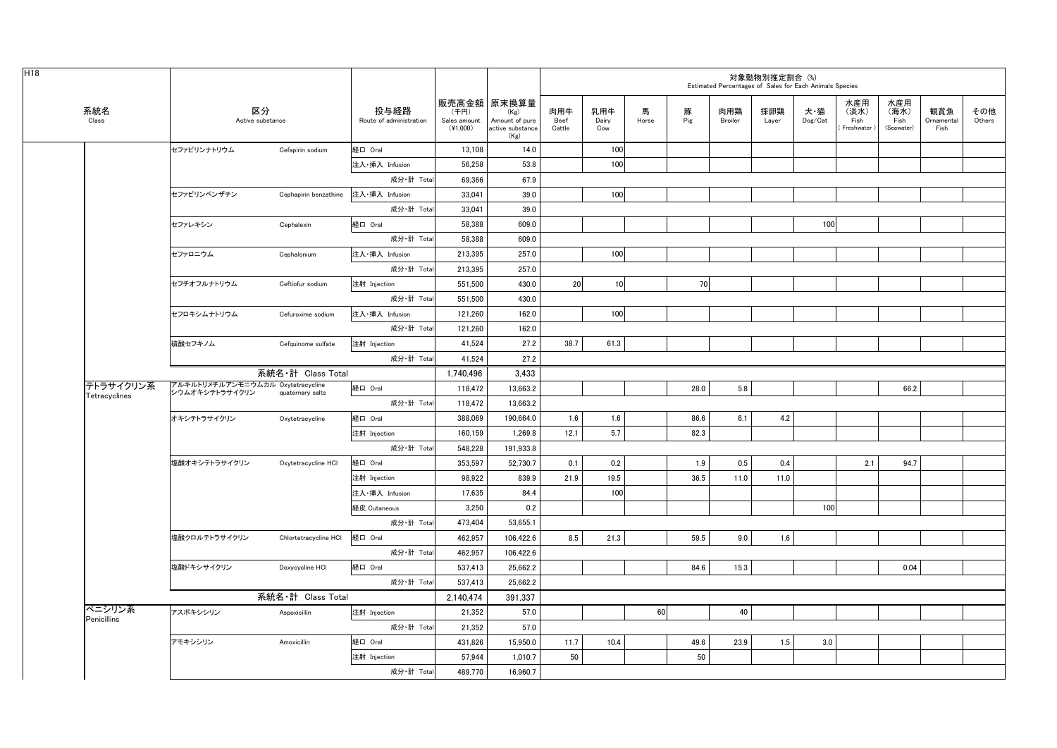H18

| 系統名 Class | 区分 Active substance | | 投与経路 Route of administration | 販売高金額 (千円) Sales amount (¥1,000) | 原末換算量 (Kg) Amount of pure active substance (Kg) | 対象動物別推定割合 (%) Estimated Percentages of Sales for Each Animals Species | | | | | | | | | | |
|---|---|---|---|---|---|---|---|---|---|---|---|---|---|---|---|---|
| | | | | | | 肉用牛 Beef Cattle | 乳用牛 Dairy Cow | 馬 Horse | 豚 Pig | 肉用鶏 Broiler | 採卵鶏 Layer | 犬・猫 Dog/Cat | 水産用(淡水) Fish (Freshwater) | 水産用(海水) Fish (Seawater) | 観賞魚 Ornamental Fish | その他 Others |
| | セファピリンナトリウム | Cefapirin sodium | 経口 Oral | 13,108 | 14.0 | | 100 | | | | | | | | | |
| | | | 注入・挿入 Infusion | 56,258 | 53.8 | | 100 | | | | | | | | | |
| | | | 成分・計 Total | 69,366 | 67.9 | | | | | | | | | | | |
| | セファピリンベンザチン | Cephapirin benzathine | 注入・挿入 Infusion | 33,041 | 39.0 | | 100 | | | | | | | | | |
| | | | 成分・計 Total | 33,041 | 39.0 | | | | | | | | | | | |
| | セファレキシン | Cephalexin | 経口 Oral | 58,388 | 609.0 | | | | | | | 100 | | | | |
| | | | 成分・計 Total | 58,388 | 609.0 | | | | | | | | | | | |
| | セファロニウム | Cephalonium | 注入・挿入 Infusion | 213,395 | 257.0 | | 100 | | | | | | | | | |
| | | | 成分・計 Total | 213,395 | 257.0 | | | | | | | | | | | |
| | セフチオフルナトリウム | Ceftiofur sodium | 注射 Injection | 551,500 | 430.0 | 20 | 10 | | 70 | | | | | | | |
| | | | 成分・計 Total | 551,500 | 430.0 | | | | | | | | | | | |
| | セフロキシムナトリウム | Cefuroxime sodium | 注入・挿入 Infusion | 121,260 | 162.0 | | 100 | | | | | | | | | |
| | | | 成分・計 Total | 121,260 | 162.0 | | | | | | | | | | | |
| | 硫酸セフキノム | Cefquinome sulfate | 注射 Injection | 41,524 | 27.2 | 38.7 | 61.3 | | | | | | | | | |
| | | | 成分・計 Total | 41,524 | 27.2 | | | | | | | | | | | |
| | 系統名・計 Class Total | | | 1,740,496 | 3,433 | | | | | | | | | | | |
| テトラサイクリン系 Tetracyclines | アルキルトリメチルアンモニウムカルシウムオキシテトラサイクリン | Oxytetracycline quaternary salts | 経口 Oral | 118,472 | 13,663.2 | | | | 28.0 | 5.8 | | | | 66.2 | | |
| | | | 成分・計 Total | 118,472 | 13,663.2 | | | | | | | | | | | |
| | オキシテトラサイクリン | Oxytetracycline | 経口 Oral | 388,069 | 190,664.0 | 1.6 | 1.6 | | 86.6 | 6.1 | 4.2 | | | | | |
| | | | 注射 Injection | 160,159 | 1,269.8 | 12.1 | 5.7 | | 82.3 | | | | | | | |
| | | | 成分・計 Total | 548,228 | 191,933.8 | | | | | | | | | | | |
| | 塩酸オキシテトラサイクリン | Oxytetracycline HCl | 経口 Oral | 353,597 | 52,730.7 | 0.1 | 0.2 | | 1.9 | 0.5 | 0.4 | | 2.1 | 94.7 | | |
| | | | 注射 Injection | 98,922 | 839.9 | 21.9 | 19.5 | | 36.5 | 11.0 | 11.0 | | | | | |
| | | | 注入・挿入 Infusion | 17,635 | 84.4 | | 100 | | | | | | | | | |
| | | | 経皮 Cutaneous | 3,250 | 0.2 | | | | | | | 100 | | | | |
| | | | 成分・計 Total | 473,404 | 53,655.1 | | | | | | | | | | | |
| | 塩酸クロルテトラサイクリン | Chlortetracycline HCl | 経口 Oral | 462,957 | 106,422.6 | 8.5 | 21.3 | | 59.5 | 9.0 | 1.6 | | | | | |
| | | | 成分・計 Total | 462,957 | 106,422.6 | | | | | | | | | | | |
| | 塩酸ドキシサイクリン | Doxycycline HCl | 経口 Oral | 537,413 | 25,662.2 | | | | 84.6 | 15.3 | | | | 0.04 | | |
| | | | 成分・計 Total | 537,413 | 25,662.2 | | | | | | | | | | | |
| | 系統名・計 Class Total | | | 2,140,474 | 391,337 | | | | | | | | | | | |
| ペニシリン系 Penicillins | アスポキシシリン | Aspoxicillin | 注射 Injection | 21,352 | 57.0 | | | 60 | | 40 | | | | | | |
| | | | 成分・計 Total | 21,352 | 57.0 | | | | | | | | | | | |
| | アモキシシリン | Amoxicillin | 経口 Oral | 431,826 | 15,950.0 | 11.7 | 10.4 | | 49.6 | 23.9 | 1.5 | 3.0 | | | | |
| | | | 注射 Injection | 57,944 | 1,010.7 | 50 | | | 50 | | | | | | | |
| | | | 成分・計 Total | 489,770 | 16,960.7 | | | | | | | | | | | |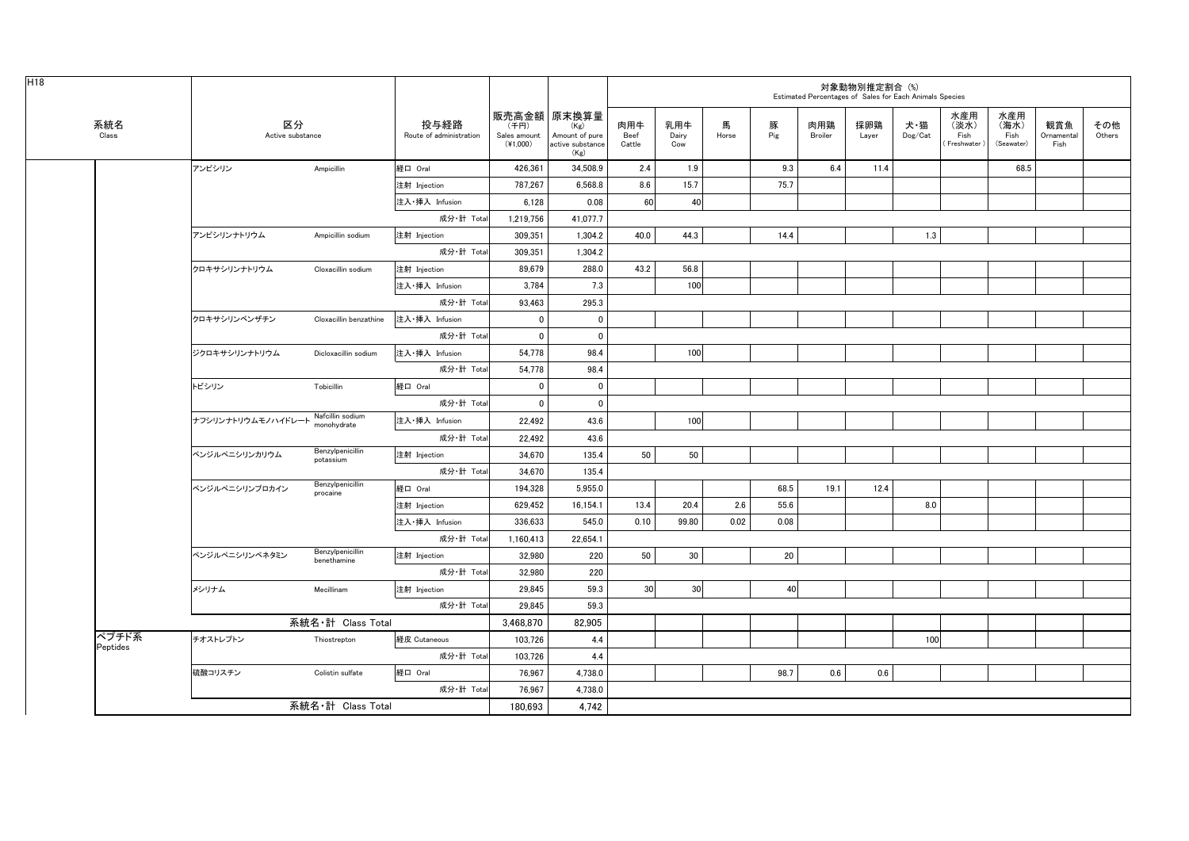H18

| 系統名 Class | 区分 Active substance | | 投与経路 Route of administration | 販売高金額 (千円) Sales amount (¥1,000) | 原末換算量 (Kg) Amount of pure active substance (Kg) | 対象動物別推定割合 (%) Estimated Percentages of Sales for Each Animals Species | | | | | | | | | | |
|---|---|---|---|---|---|---|---|---|---|---|---|---|---|---|---|---|
| | | | | | | 肉用牛 Beef Cattle | 乳用牛 Dairy Cow | 馬 Horse | 豚 Pig | 肉用鶏 Broiler | 採卵鶏 Layer | 犬・猫 Dog/Cat | 水産用（淡水） Fish (Freshwater) | 水産用（海水） Fish (Seawater) | 観賞魚 Ornamental Fish | その他 Others |
| | アンピシリン | Ampicillin | 経口 Oral | 426,361 | 34,508.9 | 2.4 | 1.9 | | 9.3 | 6.4 | 11.4 | | | 68.5 | | |
| | | | 注射 Injection | 787,267 | 6,568.8 | 8.6 | 15.7 | | 75.7 | | | | | | | |
| | | | 注入・挿入 Infusion | 6,128 | 0.08 | 60 | 40 | | | | | | | | | |
| | | | 成分・計 Total | 1,219,756 | 41,077.7 | | | | | | | | | | | |
| | アンピシリンナトリウム | Ampicillin sodium | 注射 Injection | 309,351 | 1,304.2 | 40.0 | 44.3 | | 14.4 | | | 1.3 | | | | |
| | | | 成分・計 Total | 309,351 | 1,304.2 | | | | | | | | | | | |
| | クロキサシリンナトリウム | Cloxacillin sodium | 注射 Injection | 89,679 | 288.0 | 43.2 | 56.8 | | | | | | | | | |
| | | | 注入・挿入 Infusion | 3,784 | 7.3 | | 100 | | | | | | | | | |
| | | | 成分・計 Total | 93,463 | 295.3 | | | | | | | | | | | |
| | クロキサシリンベンザチン | Cloxacillin benzathine | 注入・挿入 Infusion | 0 | 0 | | | | | | | | | | | |
| | | | 成分・計 Total | 0 | 0 | | | | | | | | | | | |
| | ジクロキサシリンナトリウム | Dicloxacillin sodium | 注入・挿入 Infusion | 54,778 | 98.4 | | 100 | | | | | | | | | |
| | | | 成分・計 Total | 54,778 | 98.4 | | | | | | | | | | | |
| | トビシリン | Tobicillin | 経口 Oral | 0 | 0 | | | | | | | | | | | |
| | | | 成分・計 Total | 0 | 0 | | | | | | | | | | | |
| | ナフシリンナトリウムモノハイドレート | Nafcillin sodium monohydrate | 注入・挿入 Infusion | 22,492 | 43.6 | | 100 | | | | | | | | | |
| | | | 成分・計 Total | 22,492 | 43.6 | | | | | | | | | | | |
| | ベンジルペニシリンカリウム | Benzylpenicillin potassium | 注射 Injection | 34,670 | 135.4 | 50 | 50 | | | | | | | | | |
| | | | 成分・計 Total | 34,670 | 135.4 | | | | | | | | | | | |
| | ベンジルペニシリンプロカイン | Benzylpenicillin procaine | 経口 Oral | 194,328 | 5,955.0 | | | | 68.5 | 19.1 | 12.4 | | | | | |
| | | | 注射 Injection | 629,452 | 16,154.1 | 13.4 | 20.4 | 2.6 | 55.6 | | | 8.0 | | | | |
| | | | 注入・挿入 Infusion | 336,633 | 545.0 | 0.10 | 99.80 | 0.02 | 0.08 | | | | | | | |
| | | | 成分・計 Total | 1,160,413 | 22,654.1 | | | | | | | | | | | |
| | ベンジルペニシリンベネタミン | Benzylpenicillin benethamine | 注射 Injection | 32,980 | 220 | 50 | 30 | | 20 | | | | | | | |
| | | | 成分・計 Total | 32,980 | 220 | | | | | | | | | | | |
| | メシリナム | Mecillinam | 注射 Injection | 29,845 | 59.3 | 30 | 30 | | 40 | | | | | | | |
| | | | 成分・計 Total | 29,845 | 59.3 | | | | | | | | | | | |
| | 系統名・計 Class Total | | | 3,468,870 | 82,905 | | | | | | | | | | | |
| ペプチド系 Peptides | チオストレプトン | Thiostrepton | 経皮 Cutaneous | 103,726 | 4.4 | | | | | | | 100 | | | | |
| | | | 成分・計 Total | 103,726 | 4.4 | | | | | | | | | | | |
| | 硫酸コリスチン | Colistin sulfate | 経口 Oral | 76,967 | 4,738.0 | | | | 98.7 | 0.6 | 0.6 | | | | | |
| | | | 成分・計 Total | 76,967 | 4,738.0 | | | | | | | | | | | |
| | 系統名・計 Class Total | | | 180,693 | 4,742 | | | | | | | | | | | |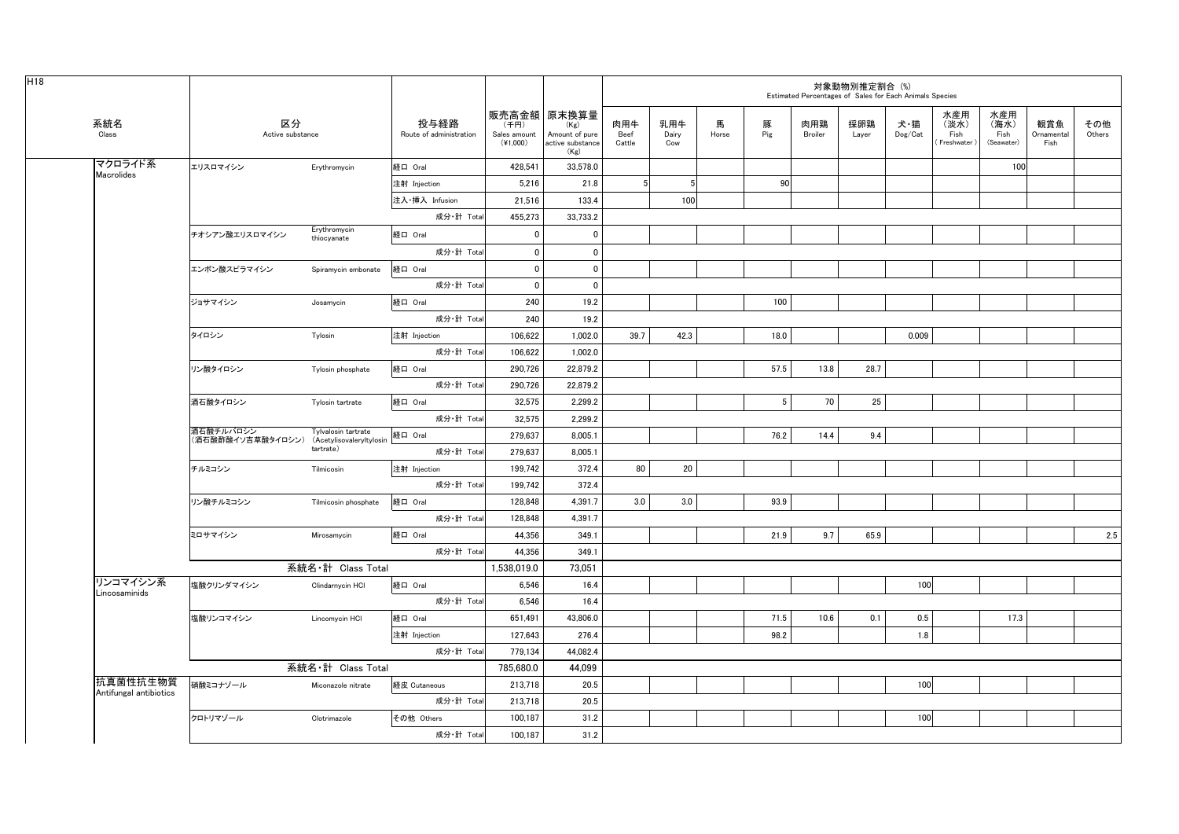H18

| 系統名 Class | 区分 Active substance | | 投与経路 Route of administration | 販売高金額 (千円) Sales amount (¥1,000) | 原末換算量 (Kg) Amount of pure active substance (Kg) | 対象動物別推定割合 (%) Estimated Percentages of Sales for Each Animals Species | | | | | | | | | | |
|---|---|---|---|---|---|---|---|---|---|---|---|---|---|---|---|---|
| | | | | | | 肉用牛 Beef Cattle | 乳用牛 Dairy Cow | 馬 Horse | 豚 Pig | 肉用鶏 Broiler | 採卵鶏 Layer | 犬・猫 Dog/Cat | 水産用(淡水) Fish (Freshwater) | 水産用(海水) Fish (Seawater) | 観賞魚 Ornamental Fish | その他 Others |
| マクロライド系 Macrolides | エリスロマイシン | Erythromycin | 経口 Oral | 428,541 | 33,578.0 | | | | | | | | | 100 | | |
| | | | 注射 Injection | 5,216 | 21.8 | 5 | 5 | | 90 | | | | | | | |
| | | | 注入・挿入 Infusion | 21,516 | 133.4 | | 100 | | | | | | | | | |
| | | | 成分・計 Total | 455,273 | 33,733.2 | | | | | | | | | | | |
| | チオシアン酸エリスロマイシン | Erythromycin thiocyanate | 経口 Oral | 0 | 0 | | | | | | | | | | | |
| | | | 成分・計 Total | 0 | 0 | | | | | | | | | | | |
| | エンボン酸スピラマイシン | Spiramycin embonate | 経口 Oral | 0 | 0 | | | | | | | | | | | |
| | | | 成分・計 Total | 0 | 0 | | | | | | | | | | | |
| | ジョサマイシン | Josamycin | 経口 Oral | 240 | 19.2 | | | | 100 | | | | | | | |
| | | | 成分・計 Total | 240 | 19.2 | | | | | | | | | | | |
| | タイロシン | Tylosin | 注射 Injection | 106,622 | 1,002.0 | 39.7 | 42.3 | | 18.0 | | | 0.009 | | | | |
| | | | 成分・計 Total | 106,622 | 1,002.0 | | | | | | | | | | | |
| | リン酸タイロシン | Tylosin phosphate | 経口 Oral | 290,726 | 22,879.2 | | | | 57.5 | 13.8 | 28.7 | | | | | |
| | | | 成分・計 Total | 290,726 | 22,879.2 | | | | | | | | | | | |
| | 酒石酸タイロシン | Tylosin tartrate | 経口 Oral | 32,575 | 2,299.2 | | | | 5 | 70 | 25 | | | | | |
| | | | 成分・計 Total | 32,575 | 2,299.2 | | | | | | | | | | | |
| | 酒石酸チルバロシン (酒石酸酢酸イソ吉草酸タイロシン) | Tylvalosin tartrate (Acetylisovaleryltylosin tartrate) | 経口 Oral | 279,637 | 8,005.1 | | | | 76.2 | 14.4 | 9.4 | | | | | |
| | | | 成分・計 Total | 279,637 | 8,005.1 | | | | | | | | | | | |
| | チルミコシン | Tilmicosin | 注射 Injection | 199,742 | 372.4 | 80 | 20 | | | | | | | | | |
| | | | 成分・計 Total | 199,742 | 372.4 | | | | | | | | | | | |
| | リン酸チルミコシン | Tilmicosin phosphate | 経口 Oral | 128,848 | 4,391.7 | 3.0 | 3.0 | | 93.9 | | | | | | | |
| | | | 成分・計 Total | 128,848 | 4,391.7 | | | | | | | | | | | |
| | ミロサマイシン | Mirosamycin | 経口 Oral | 44,356 | 349.1 | | | | 21.9 | 9.7 | 65.9 | | | | | 2.5 |
| | | | 成分・計 Total | 44,356 | 349.1 | | | | | | | | | | | |
| | 系統名・計 Class Total | | | 1,538,019.0 | 73,051 | | | | | | | | | | | |
| リンコマイシン系 Lincosaminids | 塩酸クリンダマイシン | Clindamycin HCl | 経口 Oral | 6,546 | 16.4 | | | | | | | 100 | | | | |
| | | | 成分・計 Total | 6,546 | 16.4 | | | | | | | | | | | |
| | 塩酸リンコマイシン | Lincomycin HCl | 経口 Oral | 651,491 | 43,806.0 | | | | 71.5 | 10.6 | 0.1 | 0.5 | | 17.3 | | |
| | | | 注射 Injection | 127,643 | 276.4 | | | | 98.2 | | | 1.8 | | | | |
| | | | 成分・計 Total | 779,134 | 44,082.4 | | | | | | | | | | | |
| | 系統名・計 Class Total | | | 785,680.0 | 44,099 | | | | | | | | | | | |
| 抗真菌性抗生物質 Antifungal antibiotics | 硝酸ミコナゾール | Miconazole nitrate | 経皮 Cutaneous | 213,718 | 20.5 | | | | | | | 100 | | | | |
| | | | 成分・計 Total | 213,718 | 20.5 | | | | | | | | | | | |
| | クロトリマゾール | Clotrimazole | その他 Others | 100,187 | 31.2 | | | | | | | 100 | | | | |
| | | | 成分・計 Total | 100,187 | 31.2 | | | | | | | | | | | |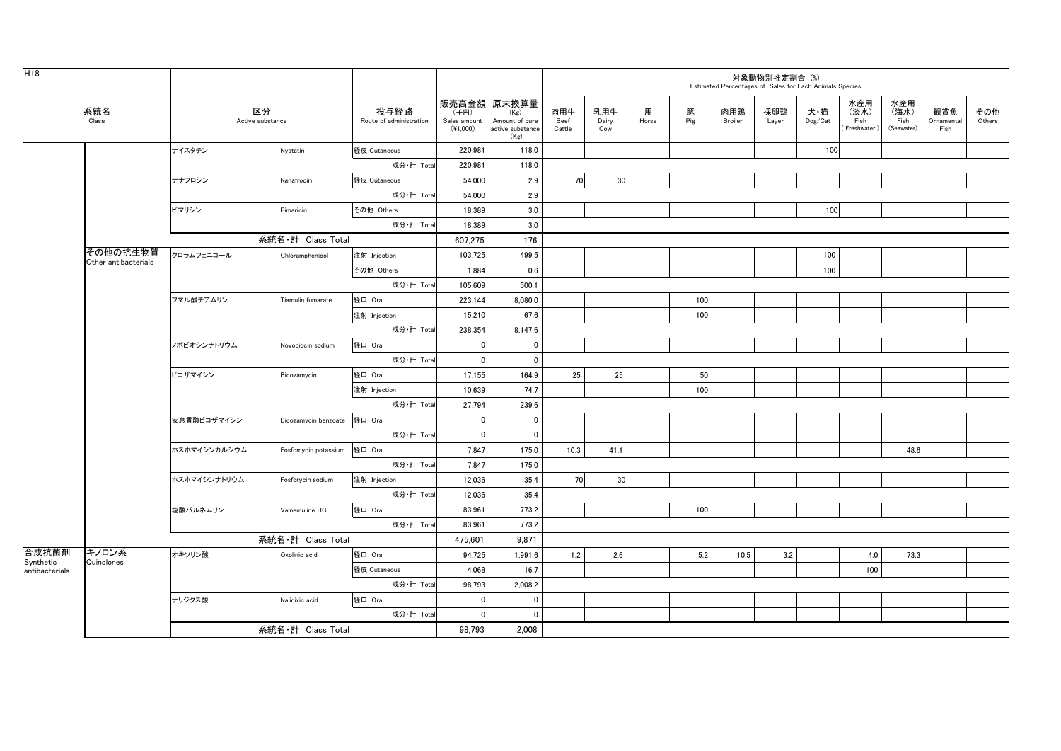H18

| 系統名 Class | | 区分 Active substance | | 投与経路 Route of administration | 販売高金額 (千円) Sales amount (¥1,000) | 原末換算量 (Kg) Amount of pure active substance (Kg) | 対象動物別推定割合 (%) Estimated Percentages of Sales for Each Animals Species | | | | | | | | | | |
|---|---|---|---|---|---|---|---|---|---|---|---|---|---|---|---|---|---|
| | | | | | | | 肉用牛 Beef Cattle | 乳用牛 Dairy Cow | 馬 Horse | 豚 Pig | 肉用鶏 Broiler | 採卵鶏 Layer | 犬・猫 Dog/Cat | 水産用(淡水) Fish (Freshwater) | 水産用(海水) Fish (Seawater) | 観賞魚 Ornamental Fish | その他 Others |
| | | ナイスタチン | Nystatin | 経皮 Cutaneous | 220,981 | 118.0 | | | | | | | 100 | | | | |
| | | | | 成分・計 Total | 220,981 | 118.0 | | | | | | | | | | | |
| | | ナナフロシン | Nanafrocin | 経皮 Cutaneous | 54,000 | 2.9 | 70 | 30 | | | | | | | | | |
| | | | | 成分・計 Total | 54,000 | 2.9 | | | | | | | | | | | |
| | | ピマリシン | Pimaricin | その他 Others | 18,389 | 3.0 | | | | | | | 100 | | | | |
| | | | | 成分・計 Total | 18,389 | 3.0 | | | | | | | | | | | |
| | | 系統名・計 Class Total | | | 607,275 | 176 | | | | | | | | | | | |
| | その他の抗生物質 Other antibacterials | クロラムフェニコール | Chloramphenicol | 注射 Injection | 103,725 | 499.5 | | | | | | | 100 | | | | |
| | | | | その他 Others | 1,884 | 0.6 | | | | | | | 100 | | | | |
| | | | | 成分・計 Total | 105,609 | 500.1 | | | | | | | | | | | |
| | | フマル酸チアムリン | Tiamulin fumarate | 経口 Oral | 223,144 | 8,080.0 | | | | 100 | | | | | | | |
| | | | | 注射 Injection | 15,210 | 67.6 | | | | 100 | | | | | | | |
| | | | | 成分・計 Total | 238,354 | 8,147.6 | | | | | | | | | | | |
| | | ノボビオシンナトリウム | Novobiocin sodium | 経口 Oral | 0 | 0 | | | | | | | | | | | |
| | | | | 成分・計 Total | 0 | 0 | | | | | | | | | | | |
| | | ビコザマイシン | Bicozamycin | 経口 Oral | 17,155 | 164.9 | 25 | 25 | | 50 | | | | | | | |
| | | | | 注射 Injection | 10,639 | 74.7 | | | | 100 | | | | | | | |
| | | | | 成分・計 Total | 27,794 | 239.6 | | | | | | | | | | | |
| | | 安息香酸ビコザマイシン | Bicozamycin benzoate | 経口 Oral | 0 | 0 | | | | | | | | | | | |
| | | | | 成分・計 Total | 0 | 0 | | | | | | | | | | | |
| | | ホスホマイシンカルシウム | Fosfomycin potassium | 経口 Oral | 7,847 | 175.0 | 10.3 | 41.1 | | | | | | | 48.6 | | |
| | | | | 成分・計 Total | 7,847 | 175.0 | | | | | | | | | | | |
| | | ホスホマイシンナトリウム | Fosforycin sodium | 注射 Injection | 12,036 | 35.4 | 70 | 30 | | | | | | | | | |
| | | | | 成分・計 Total | 12,036 | 35.4 | | | | | | | | | | | |
| | | 塩酸バルネムリン | Valnemuline HCl | 経口 Oral | 83,961 | 773.2 | | | | 100 | | | | | | | |
| | | | | 成分・計 Total | 83,961 | 773.2 | | | | | | | | | | | |
| | | 系統名・計 Class Total | | | 475,601 | 9,871 | | | | | | | | | | | |
| 合成抗菌剤 Synthetic antibacterials | キノロン系 Quinolones | オキソリン酸 | Oxolinic acid | 経口 Oral | 94,725 | 1,991.6 | 1.2 | 2.6 | | 5.2 | 10.5 | 3.2 | | 4.0 | 73.3 | | |
| | | | | 経皮 Cutaneous | 4,068 | 16.7 | | | | | | | | 100 | | | |
| | | | | 成分・計 Total | 98,793 | 2,008.2 | | | | | | | | | | | |
| | | ナリジクス酸 | Nalidixic acid | 経口 Oral | 0 | 0 | | | | | | | | | | | |
| | | | | 成分・計 Total | 0 | 0 | | | | | | | | | | | |
| | | 系統名・計 Class Total | | | 98,793 | 2,008 | | | | | | | | | | | |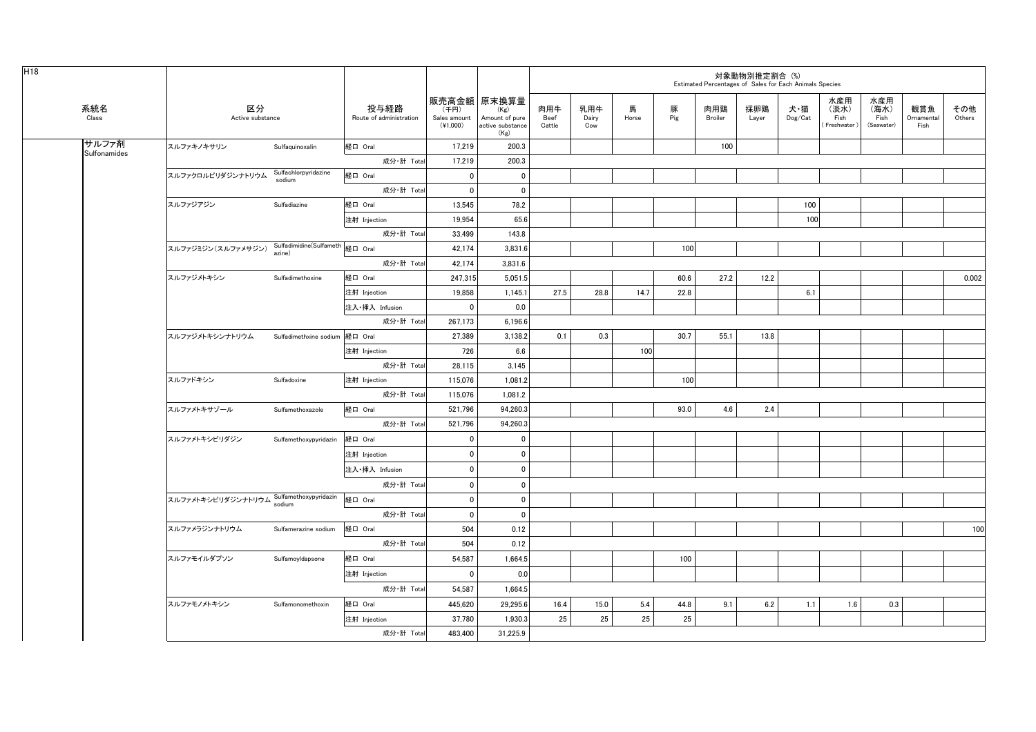H18

| 系統名 Class | 区分 Active substance | | 投与経路 Route of administration | 販売高金額 (千円) Sales amount (¥1,000) | 原末換算量 (Kg) Amount of pure active substance (Kg) | 対象動物別推定割合 (%) Estimated Percentages of Sales for Each Animals Species | | | | | | | | | | |
|---|---|---|---|---|---|---|---|---|---|---|---|---|---|---|---|---|
| | | | | | | 肉用牛 Beef Cattle | 乳用牛 Dairy Cow | 馬 Horse | 豚 Pig | 肉用鶏 Broiler | 採卵鶏 Layer | 犬・猫 Dog/Cat | 水産用 (淡水) Fish (Freshwater) | 水産用 (海水) Fish (Seawater) | 観賞魚 Ornamental Fish | その他 Others |
| サルファ剤 Sulfonamides | スルファキノキサリン | Sulfaquinoxalin | 経口 Oral | 17,219 | 200.3 | | | | | 100 | | | | | | |
| | | | 成分・計 Total | 17,219 | 200.3 | | | | | | | | | | | |
| | スルファクロルピリダジンナトリウム | Sulfachlorpyridazine sodium | 経口 Oral | 0 | 0 | | | | | | | | | | | |
| | | | 成分・計 Total | 0 | 0 | | | | | | | | | | | |
| | スルファジアジン | Sulfadiazine | 経口 Oral | 13,545 | 78.2 | | | | | | | 100 | | | | |
| | | | 注射 Injection | 19,954 | 65.6 | | | | | | | 100 | | | | |
| | | | 成分・計 Total | 33,499 | 143.8 | | | | | | | | | | | |
| | スルファジミジン(スルファメサジン) | Sulfadimidine(Sulfamethazine) | 経口 Oral | 42,174 | 3,831.6 | | | | 100 | | | | | | | |
| | | | 成分・計 Total | 42,174 | 3,831.6 | | | | | | | | | | | |
| | スルファジメトキシン | Sulfadimethoxine | 経口 Oral | 247,315 | 5,051.5 | | | | 60.6 | 27.2 | 12.2 | | | | | 0.002 |
| | | | 注射 Injection | 19,858 | 1,145.1 | 27.5 | 28.8 | 14.7 | 22.8 | | | 6.1 | | | | |
| | | | 注入・挿入 Infusion | 0 | 0.0 | | | | | | | | | | | |
| | | | 成分・計 Total | 267,173 | 6,196.6 | | | | | | | | | | | |
| | スルファジメトキシンナトリウム | Sulfadimethxine sodium | 経口 Oral | 27,389 | 3,138.2 | 0.1 | 0.3 | | 30.7 | 55.1 | 13.8 | | | | | |
| | | | 注射 Injection | 726 | 6.6 | | | 100 | | | | | | | | |
| | | | 成分・計 Total | 28,115 | 3,145 | | | | | | | | | | | |
| | スルファドキシン | Sulfadoxine | 注射 Injection | 115,076 | 1,081.2 | | | | 100 | | | | | | | |
| | | | 成分・計 Total | 115,076 | 1,081.2 | | | | | | | | | | | |
| | スルファメトキサゾール | Sulfamethoxazole | 経口 Oral | 521,796 | 94,260.3 | | | | 93.0 | 4.6 | 2.4 | | | | | |
| | | | 成分・計 Total | 521,796 | 94,260.3 | | | | | | | | | | | |
| | スルファメトキシピリダジン | Sulfamethoxypyridazin | 経口 Oral | 0 | 0 | | | | | | | | | | | |
| | | | 注射 Injection | 0 | 0 | | | | | | | | | | | |
| | | | 注入・挿入 Infusion | 0 | 0 | | | | | | | | | | | |
| | | | 成分・計 Total | 0 | 0 | | | | | | | | | | | |
| | スルファメトキシピリダジンナトリウム | Sulfamethoxypyridazin sodium | 経口 Oral | 0 | 0 | | | | | | | | | | | |
| | | | 成分・計 Total | 0 | 0 | | | | | | | | | | | |
| | スルファメラジンナトリウム | Sulfamerazine sodium | 経口 Oral | 504 | 0.12 | | | | | | | | | | | 100 |
| | | | 成分・計 Total | 504 | 0.12 | | | | | | | | | | | |
| | スルファモイルダプソン | Sulfamoyldapsone | 経口 Oral | 54,587 | 1,664.5 | | | | 100 | | | | | | | |
| | | | 注射 Injection | 0 | 0.0 | | | | | | | | | | | |
| | | | 成分・計 Total | 54,587 | 1,664.5 | | | | | | | | | | | |
| | スルファモノメトキシン | Sulfamonomethoxin | 経口 Oral | 445,620 | 29,295.6 | 16.4 | 15.0 | 5.4 | 44.8 | 9.1 | 6.2 | 1.1 | 1.6 | 0.3 | | |
| | | | 注射 Injection | 37,780 | 1,930.3 | 25 | 25 | 25 | 25 | | | | | | | |
| | | | 成分・計 Total | 483,400 | 31,225.9 | | | | | | | | | | | |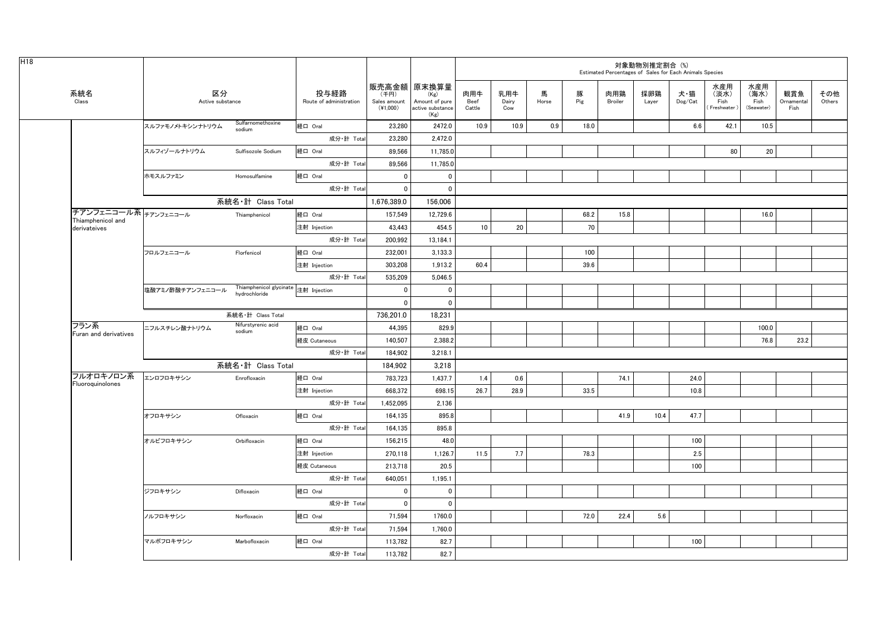H18

| 系統名 Class | 区分 Active substance | | 投与経路 Route of administration | 販売高金額 (千円) Sales amount (¥1,000) | 原末換算量 (Kg) Amount of pure active substance (Kg) | 対象動物別推定割合 (%) Estimated Percentages of Sales for Each Animals Species | | | | | | | | | | |
|---|---|---|---|---|---|---|---|---|---|---|---|---|---|---|---|---|
| | | | | | | 肉用牛 Beef Cattle | 乳用牛 Dairy Cow | 馬 Horse | 豚 Pig | 肉用鶏 Broiler | 採卵鶏 Layer | 犬・猫 Dog/Cat | 水産用（淡水）Fish (Freshwater) | 水産用（海水）Fish (Seawater) | 観賞魚 Ornamental Fish | その他 Others |
| | スルファモノメトキシンナトリウム | Sulfamonomethoxine sodium | 経口 Oral | 23,280 | 2472.0 | 10.9 | 10.9 | 0.9 | 18.0 | | | 6.6 | 42.1 | 10.5 | | |
| | | | 成分・計 Total | 23,280 | 2,472.0 | | | | | | | | | | | |
| | スルフィゾールナトリウム | Sulfisozole Sodium | 経口 Oral | 89,566 | 11,785.0 | | | | | | | | 80 | 20 | | |
| | | | 成分・計 Total | 89,566 | 11,785.0 | | | | | | | | | | | |
| | ホモスルファミン | Homosulfamine | 経口 Oral | 0 | 0 | | | | | | | | | | | |
| | | | 成分・計 Total | 0 | 0 | | | | | | | | | | | |
| | 系統名・計 Class Total | | | 1,676,389.0 | 156,006 | | | | | | | | | | | |
| チアンフェニコール系 Thiamphenicol and derivateives | チアンフェニコール | Thiamphenicol | 経口 Oral | 157,549 | 12,729.6 | | | | 68.2 | 15.8 | | | | 16.0 | | |
| | | | 注射 Injection | 43,443 | 454.5 | 10 | 20 | | 70 | | | | | | | |
| | | | 成分・計 Total | 200,992 | 13,184.1 | | | | | | | | | | | |
| | フロルフェニコール | Florfenicol | 経口 Oral | 232,001 | 3,133.3 | | | | 100 | | | | | | | |
| | | | 注射 Injection | 303,208 | 1,913.2 | 60.4 | | | 39.6 | | | | | | | |
| | | | 成分・計 Total | 535,209 | 5,046.5 | | | | | | | | | | | |
| | 塩酸アミノ酢酸チアンフェニコール | Thiamphenicol glycinate hydrochloride | 注射 Injection | 0 | 0 | | | | | | | | | | | |
| | | | | 0 | 0 | | | | | | | | | | | |
| | 系統名・計 Class Total | | | 736,201.0 | 18,231 | | | | | | | | | | | |
| フラン系 Furan and derivatives | ニフルスチレン酸ナトリウム | Nifurstyrenic acid sodium | 経口 Oral | 44,395 | 829.9 | | | | | | | | | 100.0 | | |
| | | | 経皮 Cutaneous | 140,507 | 2,388.2 | | | | | | | | | 76.8 | 23.2 | |
| | | | 成分・計 Total | 184,902 | 3,218.1 | | | | | | | | | | | |
| | 系統名・計 Class Total | | | 184,902 | 3,218 | | | | | | | | | | | |
| フルオロキノロン系 Fluoroquinolones | エンロフロキサシン | Enrofloxacin | 経口 Oral | 783,723 | 1,437.7 | 1.4 | 0.6 | | | 74.1 | | 24.0 | | | | |
| | | | 注射 Injection | 668,372 | 698.15 | 26.7 | 28.9 | | 33.5 | | | 10.8 | | | | |
| | | | 成分・計 Total | 1,452,095 | 2,136 | | | | | | | | | | | |
| | オフロキサシン | Ofloxacin | 経口 Oral | 164,135 | 895.8 | | | | | 41.9 | 10.4 | 47.7 | | | | |
| | | | 成分・計 Total | 164,135 | 895.8 | | | | | | | | | | | |
| | オルビフロキサシン | Orbifloxacin | 経口 Oral | 156,215 | 48.0 | | | | | | | 100 | | | | |
| | | | 注射 Injection | 270,118 | 1,126.7 | 11.5 | 7.7 | | 78.3 | | | 2.5 | | | | |
| | | | 経皮 Cutaneous | 213,718 | 20.5 | | | | | | | 100 | | | | |
| | | | 成分・計 Total | 640,051 | 1,195.1 | | | | | | | | | | | |
| | ジフロキサシン | Difloxacin | 経口 Oral | 0 | 0 | | | | | | | | | | | |
| | | | 成分・計 Total | 0 | 0 | | | | | | | | | | | |
| | ノルフロキサシン | Norfloxacin | 経口 Oral | 71,594 | 1760.0 | | | | 72.0 | 22.4 | 5.6 | | | | | |
| | | | 成分・計 Total | 71,594 | 1,760.0 | | | | | | | | | | | |
| | マルボフロキサシン | Marbofloxacin | 経口 Oral | 113,782 | 82.7 | | | | | | | 100 | | | | |
| | | | 成分・計 Total | 113,782 | 82.7 | | | | | | | | | | | |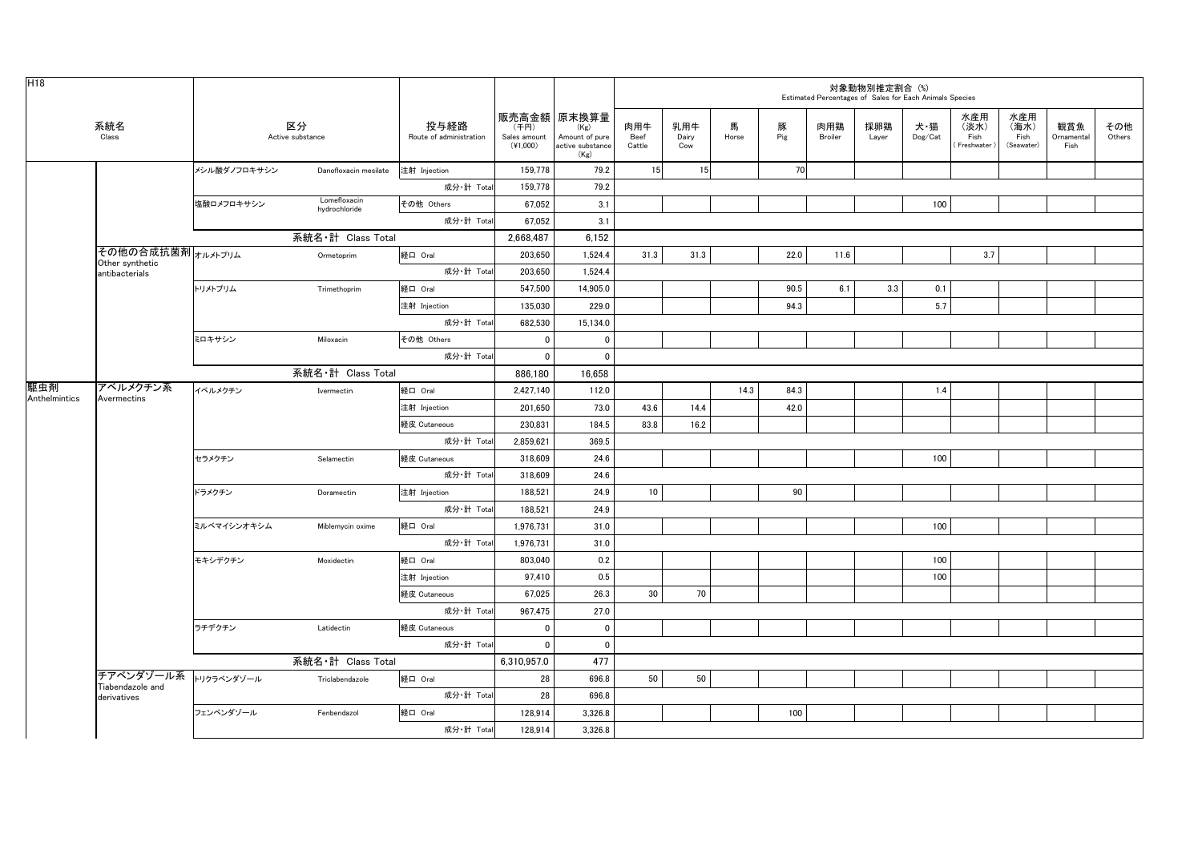H18

| 系統名 Class | | 区分 Active substance | | 投与経路 Route of administration | 販売高金額 (千円) Sales amount (¥1,000) | 原末換算量 (Kg) Amount of pure active substance (Kg) | 対象動物別推定割合 (%) Estimated Percentages of Sales for Each Animals Species | | | | | | | | | | |
|---|---|---|---|---|---|---|---|---|---|---|---|---|---|---|---|---|---|
| | | | | | | | 肉用牛 Beef Cattle | 乳用牛 Dairy Cow | 馬 Horse | 豚 Pig | 肉用鶏 Broiler | 採卵鶏 Layer | 犬・猫 Dog/Cat | 水産用（淡水）Fish (Freshwater) | 水産用（海水）Fish (Seawater) | 観賞魚 Ornamental Fish | その他 Others |
| | | メシル酸ダノフロキサシン | Danofloxacin mesilate | 注射 Injection | 159,778 | 79.2 | 15 | 15 | | 70 | | | | | | | |
| | | | | 成分・計 Total | 159,778 | 79.2 | | | | | | | | | | | |
| | | 塩酸ロメフロキサシン | Lomefloxacin hydrochloride | その他 Others | 67,052 | 3.1 | | | | | | | 100 | | | | |
| | | | | 成分・計 Total | 67,052 | 3.1 | | | | | | | | | | | |
| | | 系統名・計 Class Total | | | 2,668,487 | 6,152 | | | | | | | | | | | |
| | その他の合成抗菌剤 Other synthetic antibacterials | オルメトプリム | Ormetoprim | 経口 Oral | 203,650 | 1,524.4 | 31.3 | 31.3 | | 22.0 | 11.6 | | | 3.7 | | | |
| | | | | 成分・計 Total | 203,650 | 1,524.4 | | | | | | | | | | | |
| | | トリメトプリム | Trimethoprim | 経口 Oral | 547,500 | 14,905.0 | | | | 90.5 | 6.1 | 3.3 | 0.1 | | | | |
| | | | | 注射 Injection | 135,030 | 229.0 | | | | 94.3 | | | 5.7 | | | | |
| | | | | 成分・計 Total | 682,530 | 15,134.0 | | | | | | | | | | | |
| | | ミロキサシン | Miloxacin | その他 Others | 0 | 0 | | | | | | | | | | | |
| | | | | 成分・計 Total | 0 | 0 | | | | | | | | | | | |
| | | 系統名・計 Class Total | | | 886,180 | 16,658 | | | | | | | | | | | |
| 駆虫剤 Anthelmintics | アベルメクチン系 Avermectins | イベルメクチン | Ivermectin | 経口 Oral | 2,427,140 | 112.0 | | | 14.3 | 84.3 | | | 1.4 | | | | |
| | | | | 注射 Injection | 201,650 | 73.0 | 43.6 | 14.4 | | 42.0 | | | | | | | |
| | | | | 経皮 Cutaneous | 230,831 | 184.5 | 83.8 | 16.2 | | | | | | | | | |
| | | | | 成分・計 Total | 2,859,621 | 369.5 | | | | | | | | | | | |
| | | セラメクチン | Selamectin | 経皮 Cutaneous | 318,609 | 24.6 | | | | | | | 100 | | | | |
| | | | | 成分・計 Total | 318,609 | 24.6 | | | | | | | | | | | |
| | | ドラメクチン | Doramectin | 注射 Injection | 188,521 | 24.9 | 10 | | | 90 | | | | | | | |
| | | | | 成分・計 Total | 188,521 | 24.9 | | | | | | | | | | | |
| | | ミルベマイシンオキシム | Miblemycin oxime | 経口 Oral | 1,976,731 | 31.0 | | | | | | | 100 | | | | |
| | | | | 成分・計 Total | 1,976,731 | 31.0 | | | | | | | | | | | |
| | | モキシデクチン | Moxidectin | 経口 Oral | 803,040 | 0.2 | | | | | | | 100 | | | | |
| | | | | 注射 Injection | 97,410 | 0.5 | | | | | | | 100 | | | | |
| | | | | 経皮 Cutaneous | 67,025 | 26.3 | 30 | 70 | | | | | | | | | |
| | | | | 成分・計 Total | 967,475 | 27.0 | | | | | | | | | | | |
| | | ラチデクチン | Latidectin | 経皮 Cutaneous | 0 | 0 | | | | | | | | | | | |
| | | | | 成分・計 Total | 0 | 0 | | | | | | | | | | | |
| | | 系統名・計 Class Total | | | 6,310,957.0 | 477 | | | | | | | | | | | |
| | チアベンダゾール系 Tiabendazole and derivatives | トリクラベンダゾール | Triclabendazole | 経口 Oral | 28 | 696.8 | 50 | 50 | | | | | | | | | |
| | | | | 成分・計 Total | 28 | 696.8 | | | | | | | | | | | |
| | | フェンベンダゾール | Fenbendazol | 経口 Oral | 128,914 | 3,326.8 | | | | 100 | | | | | | | |
| | | | | 成分・計 Total | 128,914 | 3,326.8 | | | | | | | | | | | |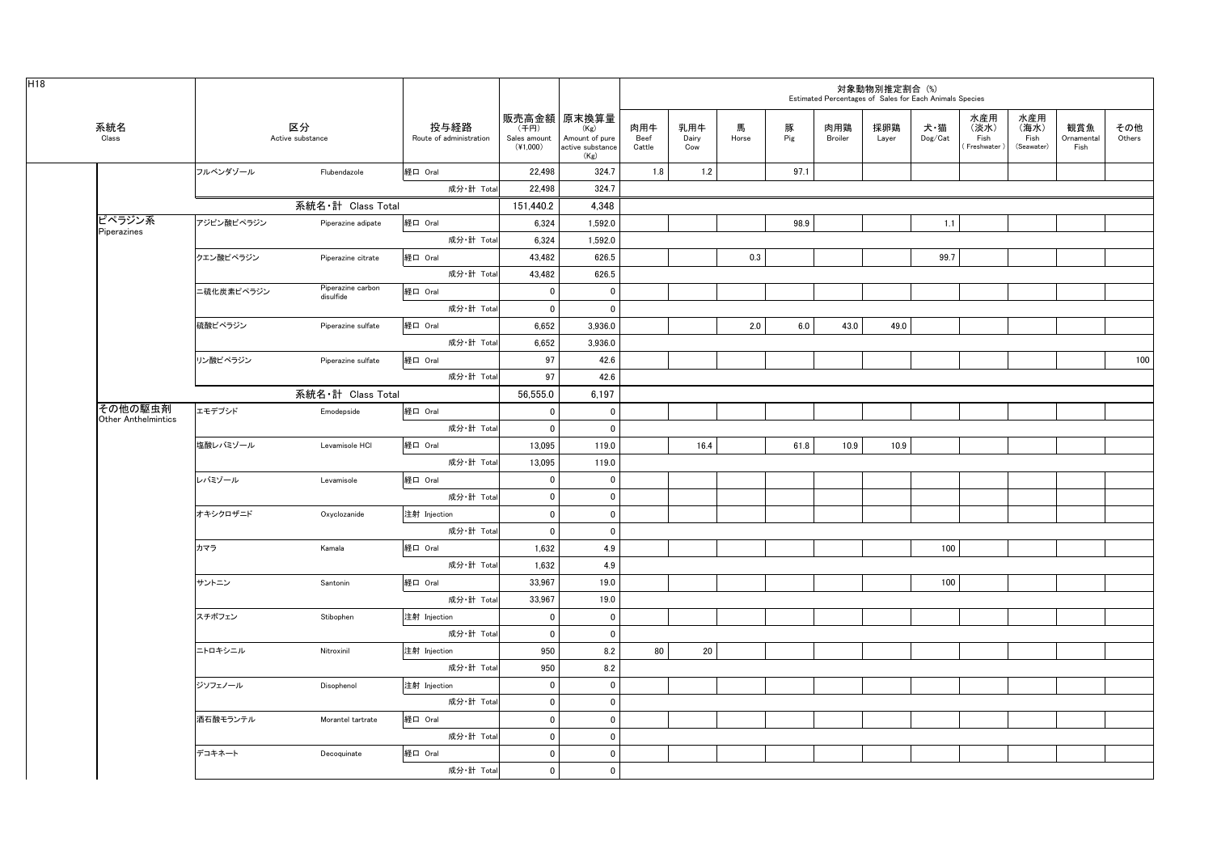H18

| 系統名 Class | 区分 Active substance | | 投与経路 Route of administration | 販売高金額 (千円) Sales amount (¥1,000) | 原末換算量 (Kg) Amount of pure active substance (Kg) | 肉用牛 Beef Cattle | 乳用牛 Dairy Cow | 馬 Horse | 豚 Pig | 肉用鶏 Broiler | 採卵鶏 Layer | 犬・猫 Dog/Cat | 水産用（淡水） Fish (Freshwater) | 水産用（海水） Fish (Seawater) | 観賞魚 Ornamental Fish | その他 Others |
|---|---|---|---|---|---|---|---|---|---|---|---|---|---|---|---|---|
| | フルベンダゾール | Flubendazole | 経口 Oral | 22,498 | 324.7 | 1.8 | 1.2 | | 97.1 | | | | | | | |
| | | | 成分・計 Total | 22,498 | 324.7 | | | | | | | | | | | |
| | 系統名・計 Class Total | | | 151,440.2 | 4,348 | | | | | | | | | | | |
| ピペラジン系 Piperazines | アジピン酸ピペラジン | Piperazine adipate | 経口 Oral | 6,324 | 1,592.0 | | | | 98.9 | | | 1.1 | | | | |
| | | | 成分・計 Total | 6,324 | 1,592.0 | | | | | | | | | | | |
| | クエン酸ピペラジン | Piperazine citrate | 経口 Oral | 43,482 | 626.5 | | | 0.3 | | | | 99.7 | | | | |
| | | | 成分・計 Total | 43,482 | 626.5 | | | | | | | | | | | |
| | 二硫化炭素ピペラジン | Piperazine carbon disulfide | 経口 Oral | 0 | 0 | | | | | | | | | | | |
| | | | 成分・計 Total | 0 | 0 | | | | | | | | | | | |
| | 硫酸ピペラジン | Piperazine sulfate | 経口 Oral | 6,652 | 3,936.0 | | | 2.0 | 6.0 | 43.0 | 49.0 | | | | | |
| | | | 成分・計 Total | 6,652 | 3,936.0 | | | | | | | | | | | |
| | リン酸ピペラジン | Piperazine sulfate | 経口 Oral | 97 | 42.6 | | | | | | | | | | | 100 |
| | | | 成分・計 Total | 97 | 42.6 | | | | | | | | | | | |
| | 系統名・計 Class Total | | | 56,555.0 | 6,197 | | | | | | | | | | | |
| その他の駆虫剤 Other Anthelmintics | エモデプシド | Emodepside | 経口 Oral | 0 | 0 | | | | | | | | | | | |
| | | | 成分・計 Total | 0 | 0 | | | | | | | | | | | |
| | 塩酸レバミゾール | Levamisole HCl | 経口 Oral | 13,095 | 119.0 | | 16.4 | | 61.8 | 10.9 | 10.9 | | | | | |
| | | | 成分・計 Total | 13,095 | 119.0 | | | | | | | | | | | |
| | レバミゾール | Levamisole | 経口 Oral | 0 | 0 | | | | | | | | | | | |
| | | | 成分・計 Total | 0 | 0 | | | | | | | | | | | |
| | オキシクロザニド | Oxyclozanide | 注射 Injection | 0 | 0 | | | | | | | | | | | |
| | | | 成分・計 Total | 0 | 0 | | | | | | | | | | | |
| | カマラ | Kamala | 経口 Oral | 1,632 | 4.9 | | | | | | | 100 | | | | |
| | | | 成分・計 Total | 1,632 | 4.9 | | | | | | | | | | | |
| | サントニン | Santonin | 経口 Oral | 33,967 | 19.0 | | | | | | | 100 | | | | |
| | | | 成分・計 Total | 33,967 | 19.0 | | | | | | | | | | | |
| | スチボフェン | Stibophen | 注射 Injection | 0 | 0 | | | | | | | | | | | |
| | | | 成分・計 Total | 0 | 0 | | | | | | | | | | | |
| | ニトロキシニル | Nitroxinil | 注射 Injection | 950 | 8.2 | 80 | 20 | | | | | | | | | |
| | | | 成分・計 Total | 950 | 8.2 | | | | | | | | | | | |
| | ジソフェノール | Disophenol | 注射 Injection | 0 | 0 | | | | | | | | | | | |
| | | | 成分・計 Total | 0 | 0 | | | | | | | | | | | |
| | 酒石酸モランテル | Morantel tartrate | 経口 Oral | 0 | 0 | | | | | | | | | | | |
| | | | 成分・計 Total | 0 | 0 | | | | | | | | | | | |
| | デコキネート | Decoquinate | 経口 Oral | 0 | 0 | | | | | | | | | | | |
| | | | 成分・計 Total | 0 | 0 | | | | | | | | | | | |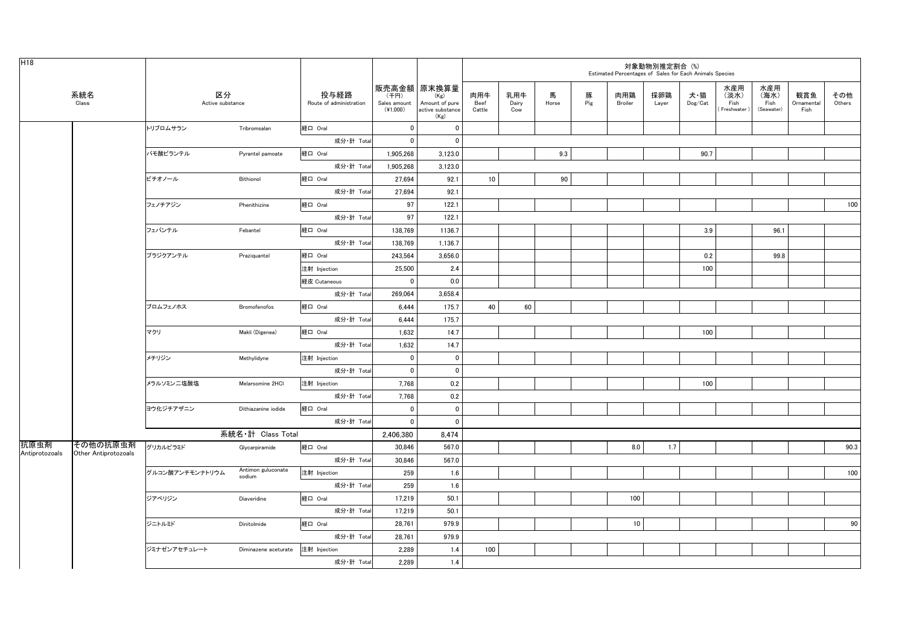H18

| 系統名 Class | | 区分 Active substance | | 投与経路 Route of administration | 販売高金額 (千円) Sales amount (¥1,000) | 原末換算量 (Kg) Amount of pure active substance (Kg) | 対象動物別推定割合 (%) Estimated Percentages of Sales for Each Animals Species | | | | | | | | | | |
|---|---|---|---|---|---|---|---|---|---|---|---|---|---|---|---|---|---|
| | | | | | | | 肉用牛 Beef Cattle | 乳用牛 Dairy Cow | 馬 Horse | 豚 Pig | 肉用鶏 Broiler | 採卵鶏 Layer | 犬・猫 Dog/Cat | 水産用（淡水）Fish (Freshwater) | 水産用（海水）Fish (Seawater) | 観賞魚 Ornamental Fish | その他 Others |
| | | トリブロムサラン | Tribromsalan | 経口 Oral | 0 | 0 | | | | | | | | | | | |
| | | | | 成分・計 Total | 0 | 0 | | | | | | | | | | | |
| | | パモ酸ピランテル | Pyrantel pamoate | 経口 Oral | 1,905,268 | 3,123.0 | | | 9.3 | | | | 90.7 | | | | |
| | | | | 成分・計 Total | 1,905,268 | 3,123.0 | | | | | | | | | | | |
| | | ビチオノール | Bithionol | 経口 Oral | 27,694 | 92.1 | 10 | | 90 | | | | | | | | |
| | | | | 成分・計 Total | 27,694 | 92.1 | | | | | | | | | | | |
| | | フェノチアジン | Phenithizine | 経口 Oral | 97 | 122.1 | | | | | | | | | | | 100 |
| | | | | 成分・計 Total | 97 | 122.1 | | | | | | | | | | | |
| | | フェバンテル | Febantel | 経口 Oral | 138,769 | 1136.7 | | | | | | | 3.9 | | 96.1 | | |
| | | | | 成分・計 Total | 138,769 | 1,136.7 | | | | | | | | | | | |
| | | プラジクアンテル | Praziquantel | 経口 Oral | 243,564 | 3,656.0 | | | | | | | 0.2 | | 99.8 | | |
| | | | | 注射 Injection | 25,500 | 2.4 | | | | | | | 100 | | | | |
| | | | | 経皮 Cutaneous | 0 | 0.0 | | | | | | | | | | | |
| | | | | 成分・計 Total | 269,064 | 3,658.4 | | | | | | | | | | | |
| | | ブロムフェノホス | Bromofenofos | 経口 Oral | 6,444 | 175.7 | 40 | 60 | | | | | | | | | |
| | | | | 成分・計 Total | 6,444 | 175.7 | | | | | | | | | | | |
| | | マクリ | Makli (Digenea) | 経口 Oral | 1,632 | 14.7 | | | | | | | 100 | | | | |
| | | | | 成分・計 Total | 1,632 | 14.7 | | | | | | | | | | | |
| | | メチリジン | Methylidyne | 注射 Injection | 0 | 0 | | | | | | | | | | | |
| | | | | 成分・計 Total | 0 | 0 | | | | | | | | | | | |
| | | メラルソミン二塩酸塩 | Melarsomine 2HCl | 注射 Injection | 7,768 | 0.2 | | | | | | | 100 | | | | |
| | | | | 成分・計 Total | 7,768 | 0.2 | | | | | | | | | | | |
| | | ヨウ化ジチアザニン | Dithiazanine iodide | 経口 Oral | 0 | 0 | | | | | | | | | | | |
| | | | | 成分・計 Total | 0 | 0 | | | | | | | | | | | |
| | | 系統名・計 Class Total | | | 2,406,380 | 8,474 | | | | | | | | | | | |
| 抗原虫剤 Antiprotozoals | その他の抗原虫剤 Other Antiprotozoals | グリカルピラミド | Glycarpiramide | 経口 Oral | 30,846 | 567.0 | | | | | 8.0 | 1.7 | | | | | 90.3 |
| | | | | 成分・計 Total | 30,846 | 567.0 | | | | | | | | | | | |
| | | グルコン酸アンチモンナトリウム | Antimon guluconate sodium | 注射 Injection | 259 | 1.6 | | | | | | | | | | | 100 |
| | | | | 成分・計 Total | 259 | 1.6 | | | | | | | | | | | |
| | | ジアベリジン | Diaveridine | 経口 Oral | 17,219 | 50.1 | | | | | 100 | | | | | | |
| | | | | 成分・計 Total | 17,219 | 50.1 | | | | | | | | | | | |
| | | ジニトルミド | Dinitolmide | 経口 Oral | 28,761 | 979.9 | | | | | 10 | | | | | | 90 |
| | | | | 成分・計 Total | 28,761 | 979.9 | | | | | | | | | | | |
| | | ジミナゼンアセチュレート | Diminazene aceturate | 注射 Injection | 2,289 | 1.4 | 100 | | | | | | | | | | |
| | | | | 成分・計 Total | 2,289 | 1.4 | | | | | | | | | | | |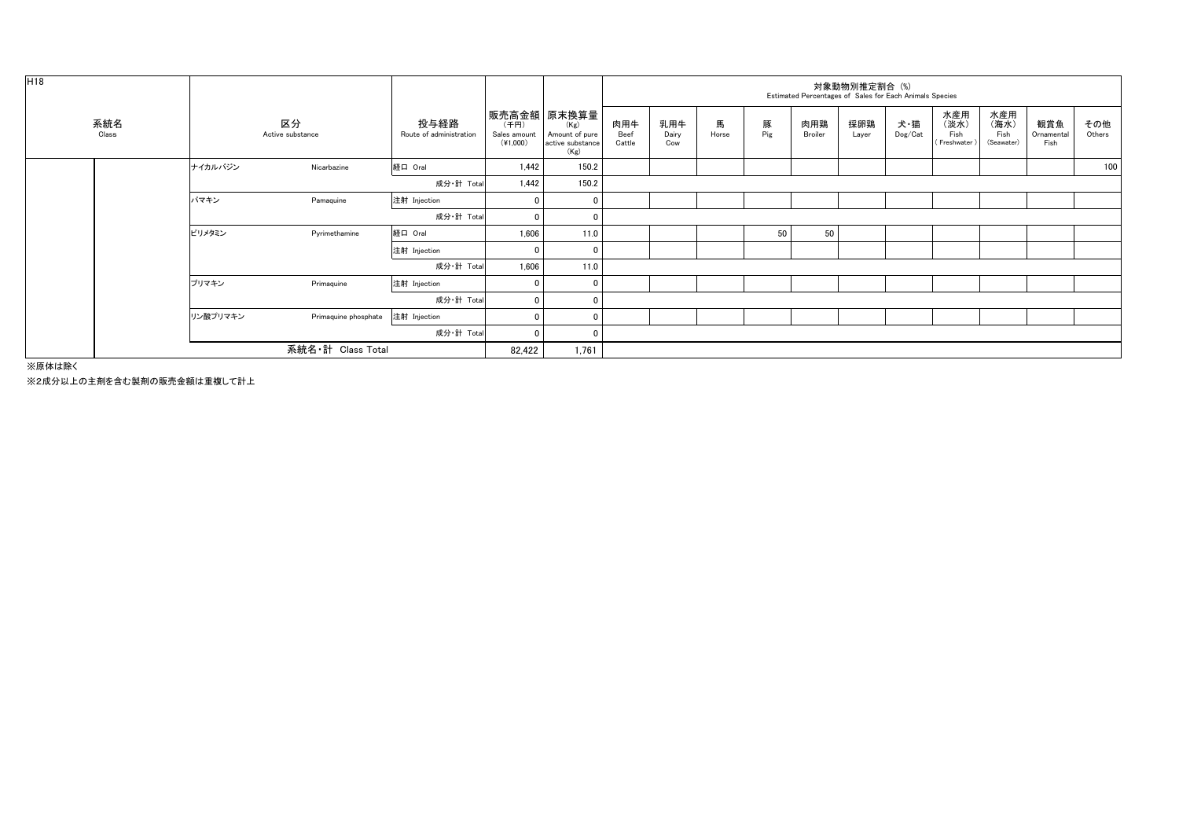| H18 系統名 Class | | 区分 Active substance | | 投与経路 Route of administration | 販売高金額 (千円) Sales amount (¥1,000) | 原末換算量 (Kg) Amount of pure active substance (Kg) | 対象動物別推定割合 (%) Estimated Percentages of Sales for Each Animals Species | | | | | | | | | | |
|---|---|---|---|---|---|---|---|---|---|---|---|---|---|---|---|---|---|
| | | | | | | | 肉用牛 Beef Cattle | 乳用牛 Dairy Cow | 馬 Horse | 豚 Pig | 肉用鶏 Broiler | 採卵鶏 Layer | 犬・猫 Dog/Cat | 水産用（淡水） Fish (Freshwater) | 水産用（海水） Fish (Seawater) | 観賞魚 Ornamental Fish | その他 Others |
| | | ナイカルバジン | Nicarbazine | 経口 Oral | 1,442 | 150.2 | | | | | | | | | | | 100 |
| | | | | 成分・計 Total | 1,442 | 150.2 | | | | | | | | | | | |
| | | パマキン | Pamaquine | 注射 Injection | 0 | 0 | | | | | | | | | | | |
| | | | | 成分・計 Total | 0 | 0 | | | | | | | | | | | |
| | | ピリメタミン | Pyrimethamine | 経口 Oral | 1,606 | 11.0 | | | | 50 | 50 | | | | | | |
| | | | | 注射 Injection | 0 | 0 | | | | | | | | | | | |
| | | | | 成分・計 Total | 1,606 | 11.0 | | | | | | | | | | | |
| | | プリマキン | Primaquine | 注射 Injection | 0 | 0 | | | | | | | | | | | |
| | | | | 成分・計 Total | 0 | 0 | | | | | | | | | | | |
| | | リン酸プリマキン | Primaquine phosphate | 注射 Injection | 0 | 0 | | | | | | | | | | | |
| | | | | 成分・計 Total | 0 | 0 | | | | | | | | | | | |
| | | 系統名・計 Class Total | | | 82,422 | 1,761 | | | | | | | | | | | |

※原体は除く

※2成分以上の主剤を含む製剤の販売金額は重複して計上